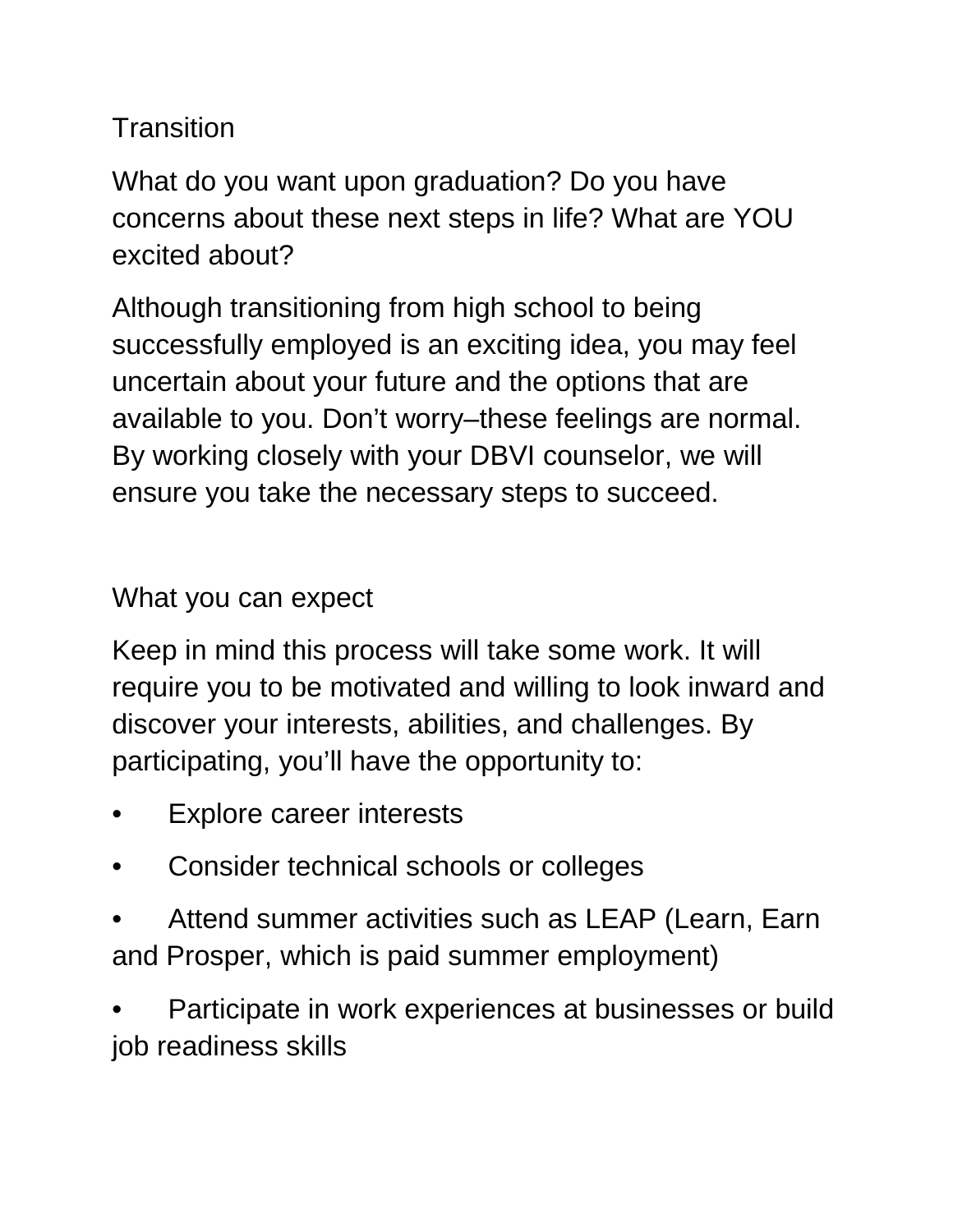## Transition

What do you want upon graduation? Do you have concerns about these next steps in life? What are YOU excited about?

Although transitioning from high school to being successfully employed is an exciting idea, you may feel uncertain about your future and the options that are available to you. Don't worry–these feelings are normal. By working closely with your DBVI counselor, we will ensure you take the necessary steps to succeed.

## What you can expect

Keep in mind this process will take some work. It will require you to be motivated and willing to look inward and discover your interests, abilities, and challenges. By participating, you'll have the opportunity to:

- Explore career interests
- Consider technical schools or colleges
- Attend summer activities such as LEAP (Learn, Earn and Prosper, which is paid summer employment)
- Participate in work experiences at businesses or build job readiness skills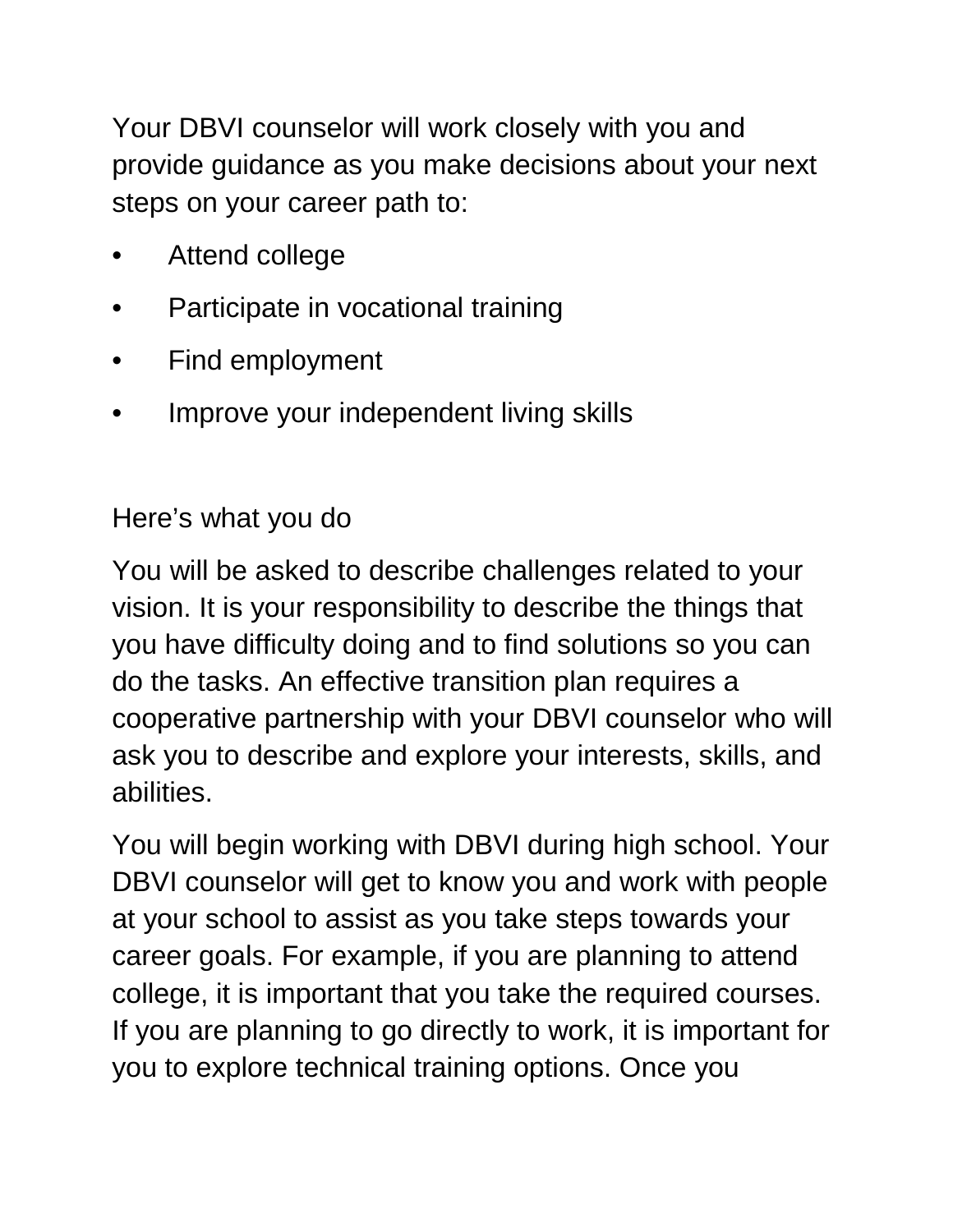Your DBVI counselor will work closely with you and provide guidance as you make decisions about your next steps on your career path to:

- Attend college
- Participate in vocational training
- Find employment
- Improve your independent living skills

## Here's what you do

You will be asked to describe challenges related to your vision. It is your responsibility to describe the things that you have difficulty doing and to find solutions so you can do the tasks. An effective transition plan requires a cooperative partnership with your DBVI counselor who will ask you to describe and explore your interests, skills, and abilities.

You will begin working with DBVI during high school. Your DBVI counselor will get to know you and work with people at your school to assist as you take steps towards your career goals. For example, if you are planning to attend college, it is important that you take the required courses. If you are planning to go directly to work, it is important for you to explore technical training options. Once you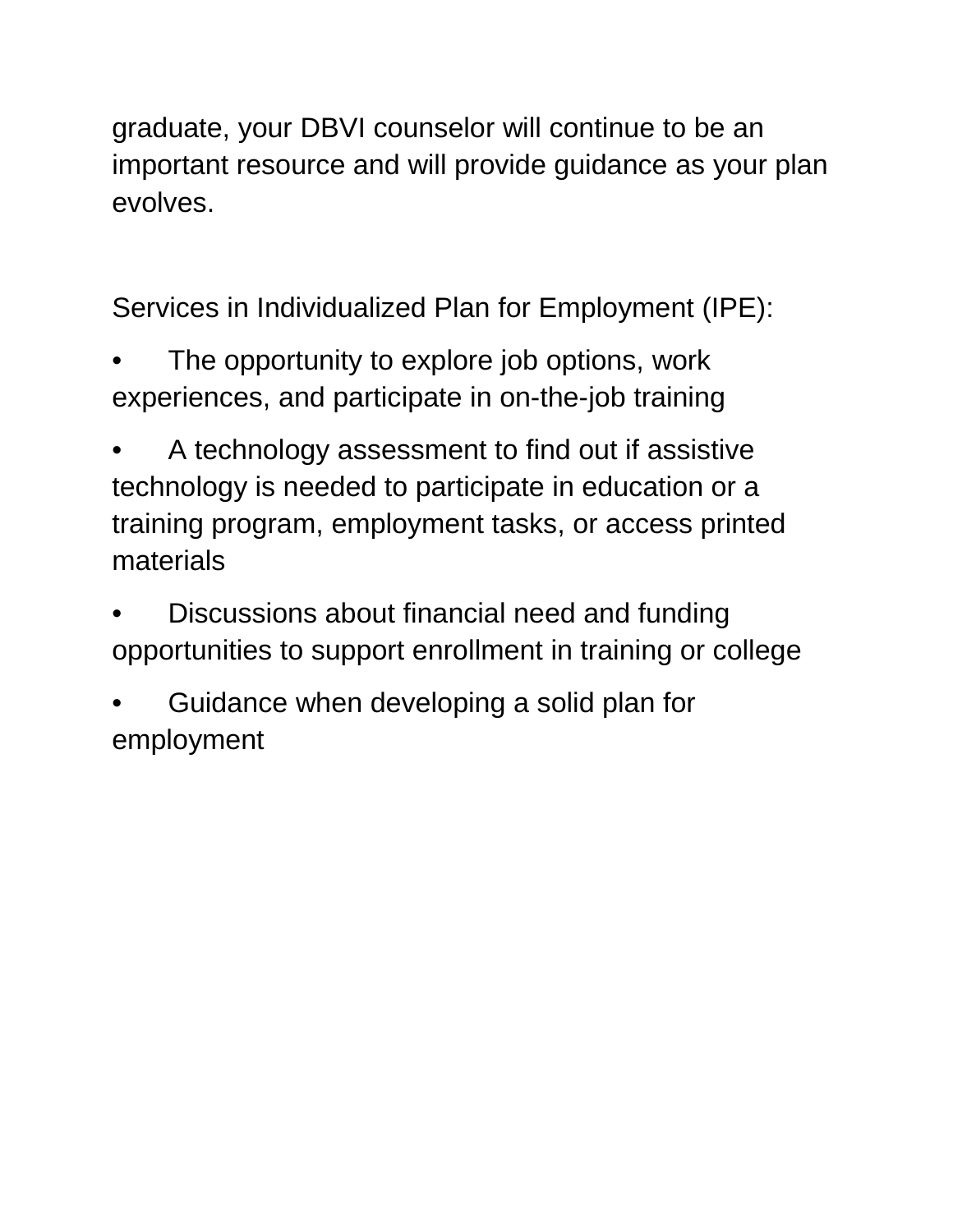graduate, your DBVI counselor will continue to be an important resource and will provide guidance as your plan evolves.

Services in Individualized Plan for Employment (IPE):

- The opportunity to explore job options, work experiences, and participate in on-the-job training
- A technology assessment to find out if assistive technology is needed to participate in education or a training program, employment tasks, or access printed materials
- Discussions about financial need and funding opportunities to support enrollment in training or college
- Guidance when developing a solid plan for employment